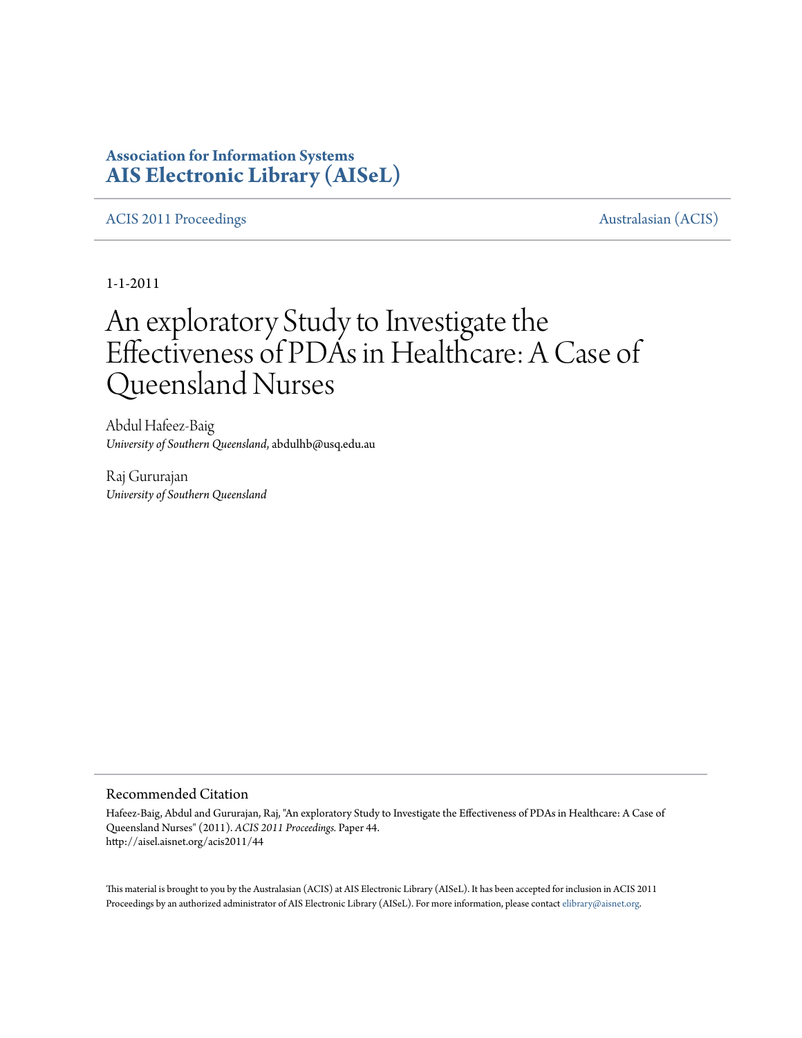**Association for Information Systems**
**AIS Electronic Library (AISeL)**

ACIS 2011 Proceedings | Australasian (ACIS)

1-1-2011

# An exploratory Study to Investigate the Effectiveness of PDAs in Healthcare: A Case of Queensland Nurses

Abdul Hafeez-Baig
*University of Southern Queensland*, abdulhb@usq.edu.au

Raj Gururajan
*University of Southern Queensland*

## Recommended Citation

Hafeez-Baig, Abdul and Gururajan, Raj, "An exploratory Study to Investigate the Effectiveness of PDAs in Healthcare: A Case of Queensland Nurses" (2011). *ACIS 2011 Proceedings.* Paper 44.
http://aisel.aisnet.org/acis2011/44

This material is brought to you by the Australasian (ACIS) at AIS Electronic Library (AISeL). It has been accepted for inclusion in ACIS 2011 Proceedings by an authorized administrator of AIS Electronic Library (AISeL). For more information, please contact elibrary@aisnet.org.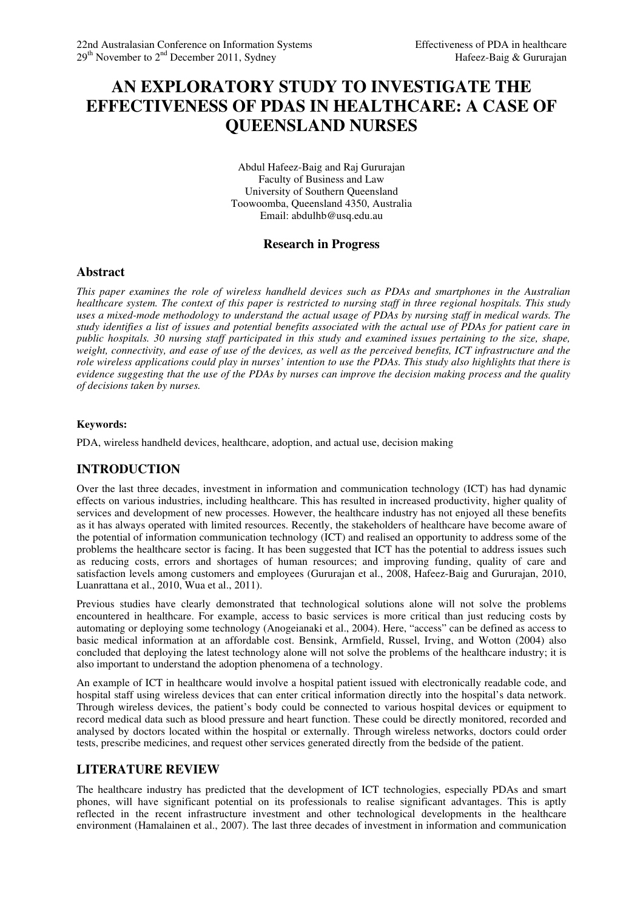# AN EXPLORATORY STUDY TO INVESTIGATE THE EFFECTIVENESS OF PDAS IN HEALTHCARE: A CASE OF QUEENSLAND NURSES

Abdul Hafeez-Baig and Raj Gururajan
Faculty of Business and Law
University of Southern Queensland
Toowoomba, Queensland 4350, Australia
Email: abdulhb@usq.edu.au

**Research in Progress**

## Abstract

*This paper examines the role of wireless handheld devices such as PDAs and smartphones in the Australian healthcare system. The context of this paper is restricted to nursing staff in three regional hospitals. This study uses a mixed-mode methodology to understand the actual usage of PDAs by nursing staff in medical wards. The study identifies a list of issues and potential benefits associated with the actual use of PDAs for patient care in public hospitals. 30 nursing staff participated in this study and examined issues pertaining to the size, shape, weight, connectivity, and ease of use of the devices, as well as the perceived benefits, ICT infrastructure and the role wireless applications could play in nurses' intention to use the PDAs. This study also highlights that there is evidence suggesting that the use of the PDAs by nurses can improve the decision making process and the quality of decisions taken by nurses.*

**Keywords:**

PDA, wireless handheld devices, healthcare, adoption, and actual use, decision making

## INTRODUCTION

Over the last three decades, investment in information and communication technology (ICT) has had dynamic effects on various industries, including healthcare. This has resulted in increased productivity, higher quality of services and development of new processes. However, the healthcare industry has not enjoyed all these benefits as it has always operated with limited resources. Recently, the stakeholders of healthcare have become aware of the potential of information communication technology (ICT) and realised an opportunity to address some of the problems the healthcare sector is facing. It has been suggested that ICT has the potential to address issues such as reducing costs, errors and shortages of human resources; and improving funding, quality of care and satisfaction levels among customers and employees (Gururajan et al., 2008, Hafeez-Baig and Gururajan, 2010, Luanrattana et al., 2010, Wua et al., 2011).

Previous studies have clearly demonstrated that technological solutions alone will not solve the problems encountered in healthcare. For example, access to basic services is more critical than just reducing costs by automating or deploying some technology (Anogeianaki et al., 2004). Here, "access" can be defined as access to basic medical information at an affordable cost. Bensink, Armfield, Russel, Irving, and Wotton (2004) also concluded that deploying the latest technology alone will not solve the problems of the healthcare industry; it is also important to understand the adoption phenomena of a technology.

An example of ICT in healthcare would involve a hospital patient issued with electronically readable code, and hospital staff using wireless devices that can enter critical information directly into the hospital's data network. Through wireless devices, the patient's body could be connected to various hospital devices or equipment to record medical data such as blood pressure and heart function. These could be directly monitored, recorded and analysed by doctors located within the hospital or externally. Through wireless networks, doctors could order tests, prescribe medicines, and request other services generated directly from the bedside of the patient.

## LITERATURE REVIEW

The healthcare industry has predicted that the development of ICT technologies, especially PDAs and smart phones, will have significant potential on its professionals to realise significant advantages. This is aptly reflected in the recent infrastructure investment and other technological developments in the healthcare environment (Hamalainen et al., 2007). The last three decades of investment in information and communication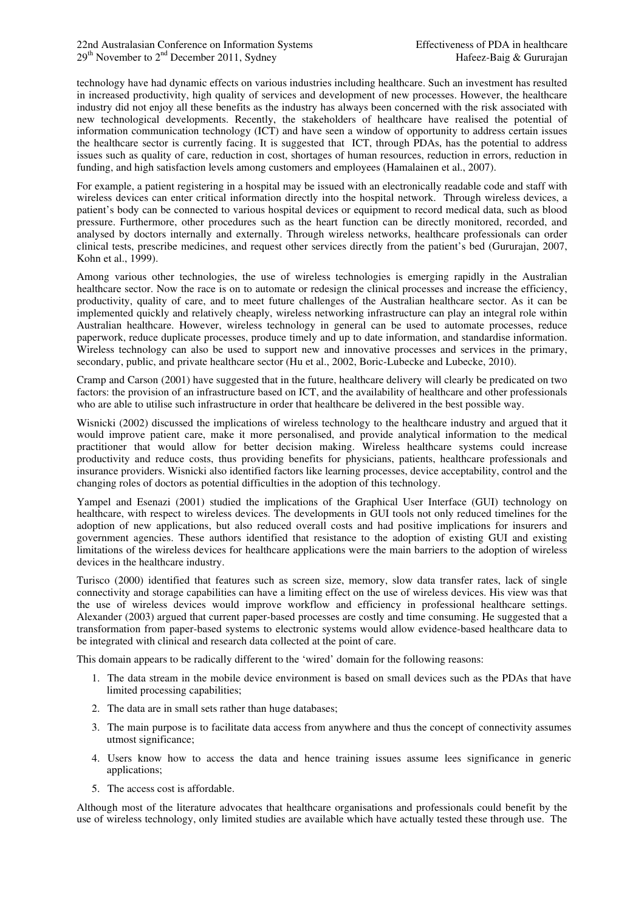technology have had dynamic effects on various industries including healthcare. Such an investment has resulted in increased productivity, high quality of services and development of new processes. However, the healthcare industry did not enjoy all these benefits as the industry has always been concerned with the risk associated with new technological developments. Recently, the stakeholders of healthcare have realised the potential of information communication technology (ICT) and have seen a window of opportunity to address certain issues the healthcare sector is currently facing. It is suggested that ICT, through PDAs, has the potential to address issues such as quality of care, reduction in cost, shortages of human resources, reduction in errors, reduction in funding, and high satisfaction levels among customers and employees (Hamalainen et al., 2007).

For example, a patient registering in a hospital may be issued with an electronically readable code and staff with wireless devices can enter critical information directly into the hospital network. Through wireless devices, a patient's body can be connected to various hospital devices or equipment to record medical data, such as blood pressure. Furthermore, other procedures such as the heart function can be directly monitored, recorded, and analysed by doctors internally and externally. Through wireless networks, healthcare professionals can order clinical tests, prescribe medicines, and request other services directly from the patient's bed (Gururajan, 2007, Kohn et al., 1999).

Among various other technologies, the use of wireless technologies is emerging rapidly in the Australian healthcare sector. Now the race is on to automate or redesign the clinical processes and increase the efficiency, productivity, quality of care, and to meet future challenges of the Australian healthcare sector. As it can be implemented quickly and relatively cheaply, wireless networking infrastructure can play an integral role within Australian healthcare. However, wireless technology in general can be used to automate processes, reduce paperwork, reduce duplicate processes, produce timely and up to date information, and standardise information. Wireless technology can also be used to support new and innovative processes and services in the primary, secondary, public, and private healthcare sector (Hu et al., 2002, Boric-Lubecke and Lubecke, 2010).

Cramp and Carson (2001) have suggested that in the future, healthcare delivery will clearly be predicated on two factors: the provision of an infrastructure based on ICT, and the availability of healthcare and other professionals who are able to utilise such infrastructure in order that healthcare be delivered in the best possible way.

Wisnicki (2002) discussed the implications of wireless technology to the healthcare industry and argued that it would improve patient care, make it more personalised, and provide analytical information to the medical practitioner that would allow for better decision making. Wireless healthcare systems could increase productivity and reduce costs, thus providing benefits for physicians, patients, healthcare professionals and insurance providers. Wisnicki also identified factors like learning processes, device acceptability, control and the changing roles of doctors as potential difficulties in the adoption of this technology.

Yampel and Esenazi (2001) studied the implications of the Graphical User Interface (GUI) technology on healthcare, with respect to wireless devices. The developments in GUI tools not only reduced timelines for the adoption of new applications, but also reduced overall costs and had positive implications for insurers and government agencies. These authors identified that resistance to the adoption of existing GUI and existing limitations of the wireless devices for healthcare applications were the main barriers to the adoption of wireless devices in the healthcare industry.

Turisco (2000) identified that features such as screen size, memory, slow data transfer rates, lack of single connectivity and storage capabilities can have a limiting effect on the use of wireless devices. His view was that the use of wireless devices would improve workflow and efficiency in professional healthcare settings. Alexander (2003) argued that current paper-based processes are costly and time consuming. He suggested that a transformation from paper-based systems to electronic systems would allow evidence-based healthcare data to be integrated with clinical and research data collected at the point of care.

This domain appears to be radically different to the 'wired' domain for the following reasons:

1. The data stream in the mobile device environment is based on small devices such as the PDAs that have limited processing capabilities;
2. The data are in small sets rather than huge databases;
3. The main purpose is to facilitate data access from anywhere and thus the concept of connectivity assumes utmost significance;
4. Users know how to access the data and hence training issues assume lees significance in generic applications;
5. The access cost is affordable.

Although most of the literature advocates that healthcare organisations and professionals could benefit by the use of wireless technology, only limited studies are available which have actually tested these through use. The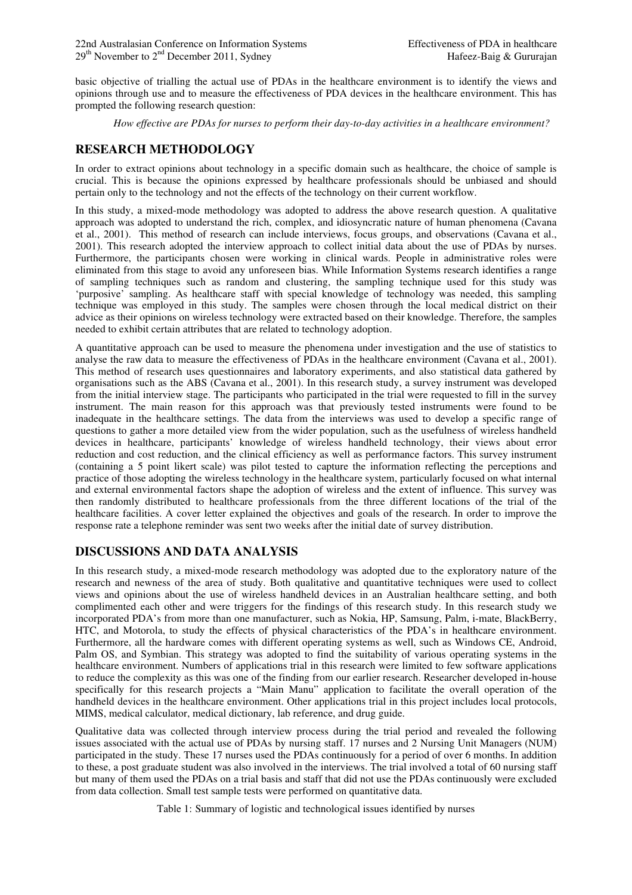basic objective of trialling the actual use of PDAs in the healthcare environment is to identify the views and opinions through use and to measure the effectiveness of PDA devices in the healthcare environment. This has prompted the following research question:

*How effective are PDAs for nurses to perform their day-to-day activities in a healthcare environment?*

## RESEARCH METHODOLOGY

In order to extract opinions about technology in a specific domain such as healthcare, the choice of sample is crucial. This is because the opinions expressed by healthcare professionals should be unbiased and should pertain only to the technology and not the effects of the technology on their current workflow.

In this study, a mixed-mode methodology was adopted to address the above research question. A qualitative approach was adopted to understand the rich, complex, and idiosyncratic nature of human phenomena (Cavana et al., 2001). This method of research can include interviews, focus groups, and observations (Cavana et al., 2001). This research adopted the interview approach to collect initial data about the use of PDAs by nurses. Furthermore, the participants chosen were working in clinical wards. People in administrative roles were eliminated from this stage to avoid any unforeseen bias. While Information Systems research identifies a range of sampling techniques such as random and clustering, the sampling technique used for this study was 'purposive' sampling. As healthcare staff with special knowledge of technology was needed, this sampling technique was employed in this study. The samples were chosen through the local medical district on their advice as their opinions on wireless technology were extracted based on their knowledge. Therefore, the samples needed to exhibit certain attributes that are related to technology adoption.

A quantitative approach can be used to measure the phenomena under investigation and the use of statistics to analyse the raw data to measure the effectiveness of PDAs in the healthcare environment (Cavana et al., 2001). This method of research uses questionnaires and laboratory experiments, and also statistical data gathered by organisations such as the ABS (Cavana et al., 2001). In this research study, a survey instrument was developed from the initial interview stage. The participants who participated in the trial were requested to fill in the survey instrument. The main reason for this approach was that previously tested instruments were found to be inadequate in the healthcare settings. The data from the interviews was used to develop a specific range of questions to gather a more detailed view from the wider population, such as the usefulness of wireless handheld devices in healthcare, participants' knowledge of wireless handheld technology, their views about error reduction and cost reduction, and the clinical efficiency as well as performance factors. This survey instrument (containing a 5 point likert scale) was pilot tested to capture the information reflecting the perceptions and practice of those adopting the wireless technology in the healthcare system, particularly focused on what internal and external environmental factors shape the adoption of wireless and the extent of influence. This survey was then randomly distributed to healthcare professionals from the three different locations of the trial of the healthcare facilities. A cover letter explained the objectives and goals of the research. In order to improve the response rate a telephone reminder was sent two weeks after the initial date of survey distribution.

## DISCUSSIONS AND DATA ANALYSIS

In this research study, a mixed-mode research methodology was adopted due to the exploratory nature of the research and newness of the area of study. Both qualitative and quantitative techniques were used to collect views and opinions about the use of wireless handheld devices in an Australian healthcare setting, and both complimented each other and were triggers for the findings of this research study. In this research study we incorporated PDA's from more than one manufacturer, such as Nokia, HP, Samsung, Palm, i-mate, BlackBerry, HTC, and Motorola, to study the effects of physical characteristics of the PDA's in healthcare environment. Furthermore, all the hardware comes with different operating systems as well, such as Windows CE, Android, Palm OS, and Symbian. This strategy was adopted to find the suitability of various operating systems in the healthcare environment. Numbers of applications trial in this research were limited to few software applications to reduce the complexity as this was one of the finding from our earlier research. Researcher developed in-house specifically for this research projects a "Main Manu" application to facilitate the overall operation of the handheld devices in the healthcare environment. Other applications trial in this project includes local protocols, MIMS, medical calculator, medical dictionary, lab reference, and drug guide.

Qualitative data was collected through interview process during the trial period and revealed the following issues associated with the actual use of PDAs by nursing staff. 17 nurses and 2 Nursing Unit Managers (NUM) participated in the study. These 17 nurses used the PDAs continuously for a period of over 6 months. In addition to these, a post graduate student was also involved in the interviews. The trial involved a total of 60 nursing staff but many of them used the PDAs on a trial basis and staff that did not use the PDAs continuously were excluded from data collection. Small test sample tests were performed on quantitative data.

Table 1: Summary of logistic and technological issues identified by nurses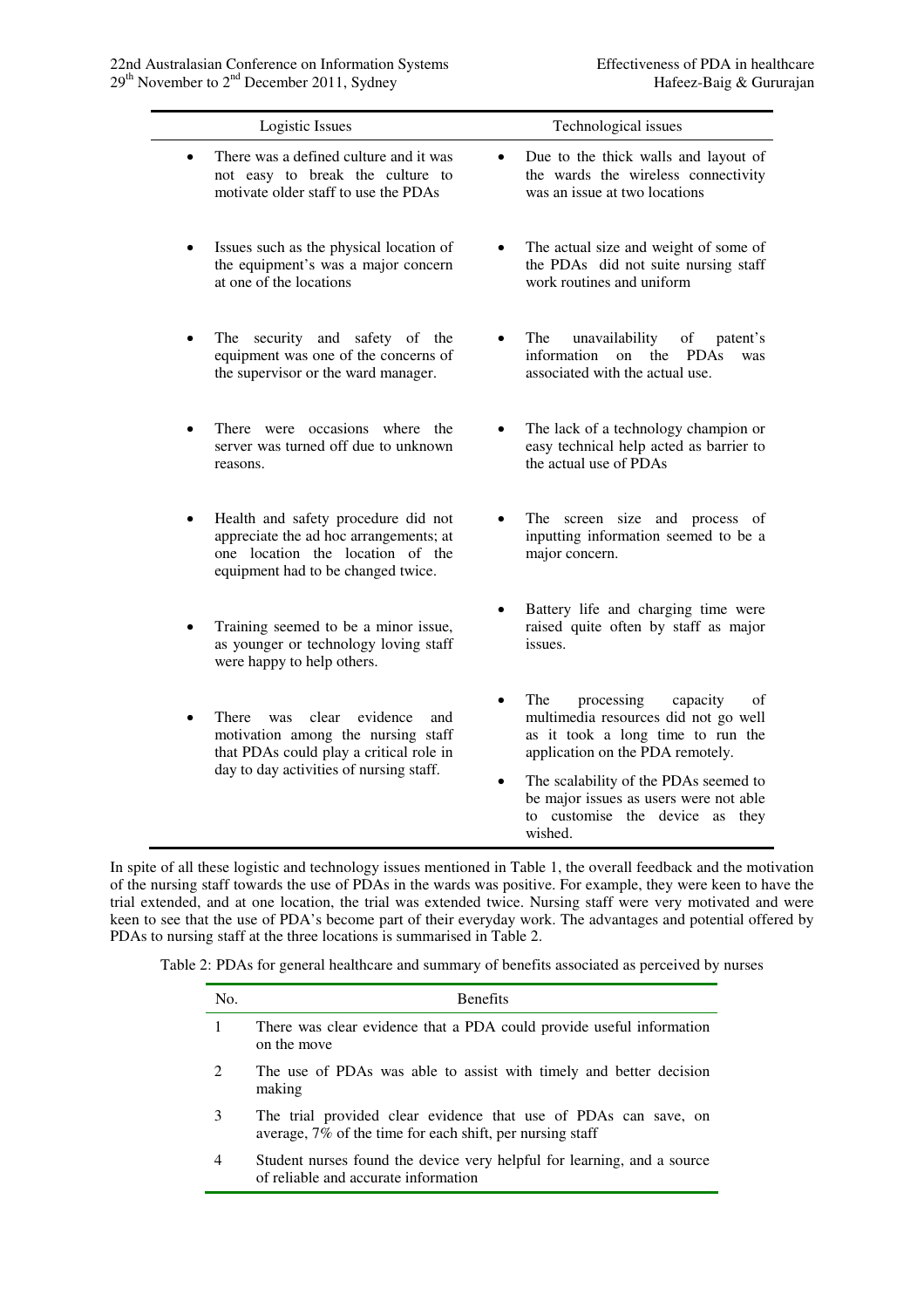| Logistic Issues | Technological issues |
|---|---|
| There was a defined culture and it was not easy to break the culture to motivate older staff to use the PDAs | Due to the thick walls and layout of the wards the wireless connectivity was an issue at two locations |
| Issues such as the physical location of the equipment's was a major concern at one of the locations | The actual size and weight of some of the PDAs did not suite nursing staff work routines and uniform |
| The security and safety of the equipment was one of the concerns of the supervisor or the ward manager. | The unavailability of patent's information on the PDAs was associated with the actual use. |
| There were occasions where the server was turned off due to unknown reasons. | The lack of a technology champion or easy technical help acted as barrier to the actual use of PDAs |
| Health and safety procedure did not appreciate the ad hoc arrangements; at one location the location of the equipment had to be changed twice. | The screen size and process of inputting information seemed to be a major concern. |
| Training seemed to be a minor issue, as younger or technology loving staff were happy to help others. | Battery life and charging time were raised quite often by staff as major issues. |
| There was clear evidence and motivation among the nursing staff that PDAs could play a critical role in day to day activities of nursing staff. | The processing capacity of multimedia resources did not go well as it took a long time to run the application on the PDA remotely.<br>The scalability of the PDAs seemed to be major issues as users were not able to customise the device as they wished. |

In spite of all these logistic and technology issues mentioned in Table 1, the overall feedback and the motivation of the nursing staff towards the use of PDAs in the wards was positive. For example, they were keen to have the trial extended, and at one location, the trial was extended twice. Nursing staff were very motivated and were keen to see that the use of PDA's become part of their everyday work. The advantages and potential offered by PDAs to nursing staff at the three locations is summarised in Table 2.

Table 2: PDAs for general healthcare and summary of benefits associated as perceived by nurses

| No. | Benefits |
|---|---|
| 1 | There was clear evidence that a PDA could provide useful information on the move |
| 2 | The use of PDAs was able to assist with timely and better decision making |
| 3 | The trial provided clear evidence that use of PDAs can save, on average, 7% of the time for each shift, per nursing staff |
| 4 | Student nurses found the device very helpful for learning, and a source of reliable and accurate information |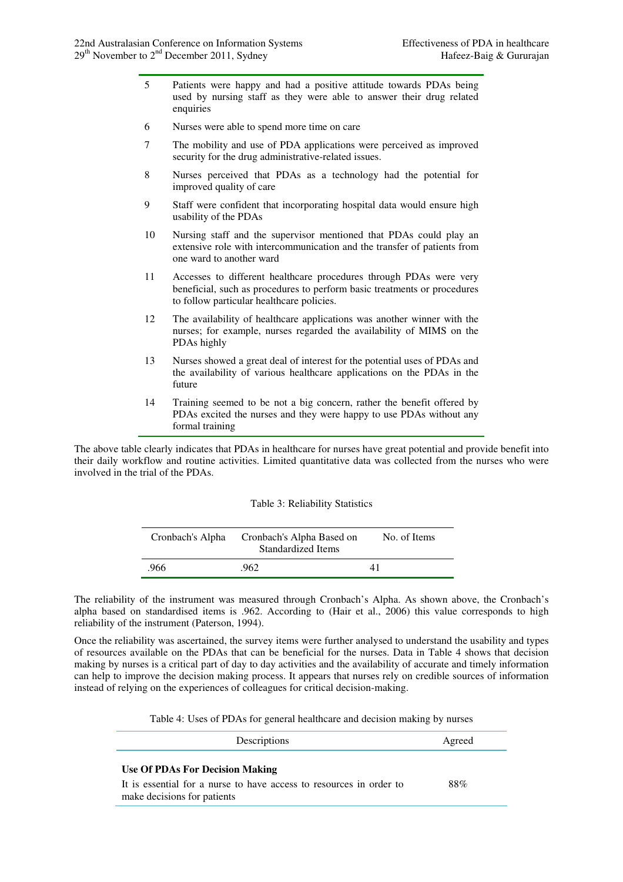| | |
|---|---|
| 5 | Patients were happy and had a positive attitude towards PDAs being used by nursing staff as they were able to answer their drug related enquiries |
| 6 | Nurses were able to spend more time on care |
| 7 | The mobility and use of PDA applications were perceived as improved security for the drug administrative-related issues. |
| 8 | Nurses perceived that PDAs as a technology had the potential for improved quality of care |
| 9 | Staff were confident that incorporating hospital data would ensure high usability of the PDAs |
| 10 | Nursing staff and the supervisor mentioned that PDAs could play an extensive role with intercommunication and the transfer of patients from one ward to another ward |
| 11 | Accesses to different healthcare procedures through PDAs were very beneficial, such as procedures to perform basic treatments or procedures to follow particular healthcare policies. |
| 12 | The availability of healthcare applications was another winner with the nurses; for example, nurses regarded the availability of MIMS on the PDAs highly |
| 13 | Nurses showed a great deal of interest for the potential uses of PDAs and the availability of various healthcare applications on the PDAs in the future |
| 14 | Training seemed to be not a big concern, rather the benefit offered by PDAs excited the nurses and they were happy to use PDAs without any formal training |

The above table clearly indicates that PDAs in healthcare for nurses have great potential and provide benefit into their daily workflow and routine activities. Limited quantitative data was collected from the nurses who were involved in the trial of the PDAs.

Table 3: Reliability Statistics

| Cronbach's Alpha | Cronbach's Alpha Based on Standardized Items | No. of Items |
|---|---|---|
| .966 | .962 | 41 |

The reliability of the instrument was measured through Cronbach's Alpha. As shown above, the Cronbach's alpha based on standardised items is .962. According to (Hair et al., 2006) this value corresponds to high reliability of the instrument (Paterson, 1994).

Once the reliability was ascertained, the survey items were further analysed to understand the usability and types of resources available on the PDAs that can be beneficial for the nurses. Data in Table 4 shows that decision making by nurses is a critical part of day to day activities and the availability of accurate and timely information can help to improve the decision making process. It appears that nurses rely on credible sources of information instead of relying on the experiences of colleagues for critical decision-making.

Table 4: Uses of PDAs for general healthcare and decision making by nurses

| Descriptions | Agreed |
|---|---|
| **Use Of PDAs For Decision Making** | |
| It is essential for a nurse to have access to resources in order to make decisions for patients | 88% |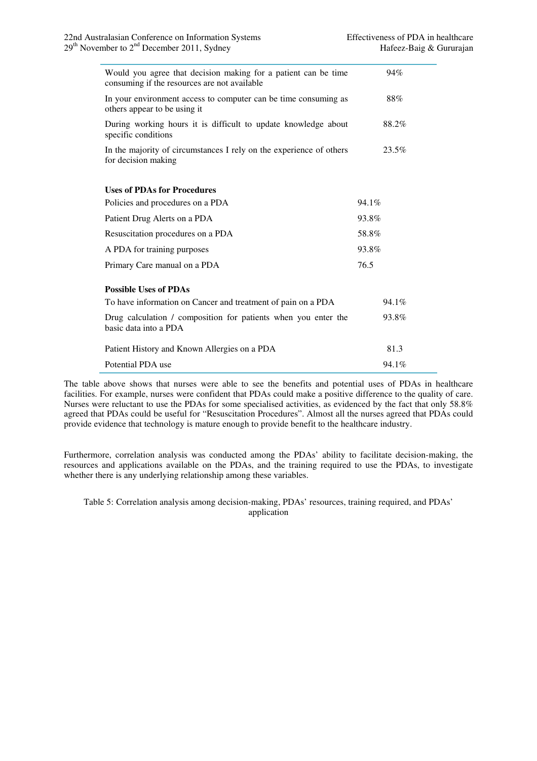| | |
|---|---|
| Would you agree that decision making for a patient can be time consuming if the resources are not available | 94% |
| In your environment access to computer can be time consuming as others appear to be using it | 88% |
| During working hours it is difficult to update knowledge about specific conditions | 88.2% |
| In the majority of circumstances I rely on the experience of others for decision making | 23.5% |
| **Uses of PDAs for Procedures** | |
| Policies and procedures on a PDA | 94.1% |
| Patient Drug Alerts on a PDA | 93.8% |
| Resuscitation procedures on a PDA | 58.8% |
| A PDA for training purposes | 93.8% |
| Primary Care manual on a PDA | 76.5 |
| **Possible Uses of PDAs** | |
| To have information on Cancer and treatment of pain on a PDA | 94.1% |
| Drug calculation / composition for patients when you enter the basic data into a PDA | 93.8% |
| Patient History and Known Allergies on a PDA | 81.3 |
| Potential PDA use | 94.1% |

The table above shows that nurses were able to see the benefits and potential uses of PDAs in healthcare facilities. For example, nurses were confident that PDAs could make a positive difference to the quality of care. Nurses were reluctant to use the PDAs for some specialised activities, as evidenced by the fact that only 58.8% agreed that PDAs could be useful for "Resuscitation Procedures". Almost all the nurses agreed that PDAs could provide evidence that technology is mature enough to provide benefit to the healthcare industry.

Furthermore, correlation analysis was conducted among the PDAs' ability to facilitate decision-making, the resources and applications available on the PDAs, and the training required to use the PDAs, to investigate whether there is any underlying relationship among these variables.

Table 5: Correlation analysis among decision-making, PDAs' resources, training required, and PDAs' application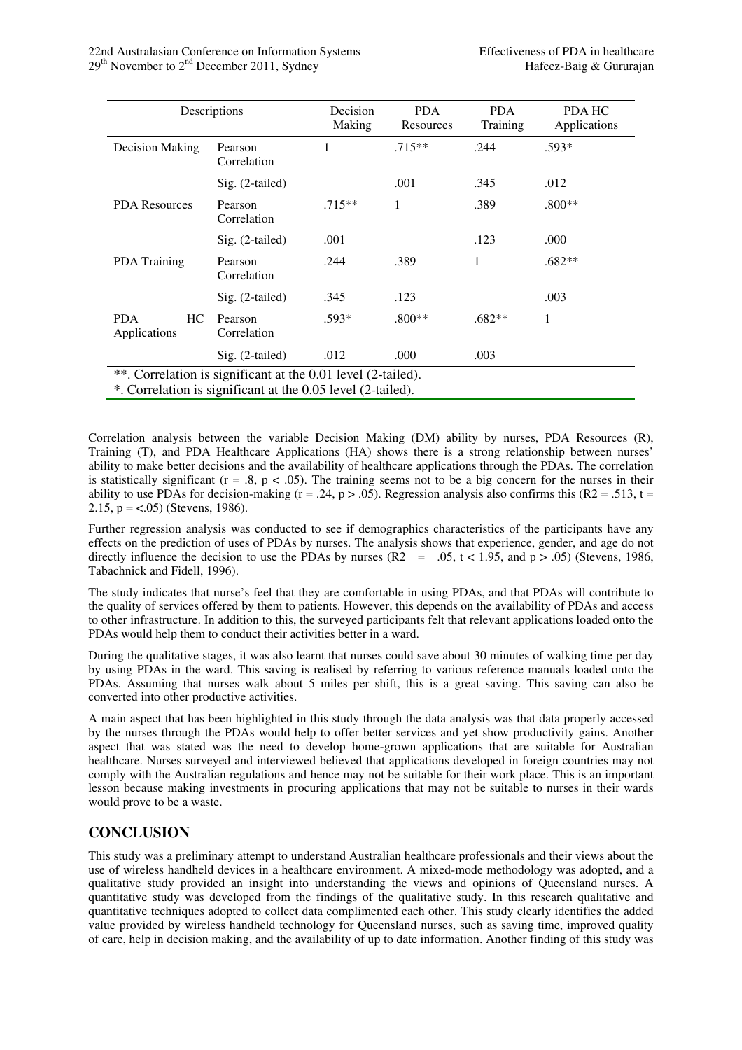| Descriptions | | Decision Making | PDA Resources | PDA Training | PDA HC Applications |
|---|---|---|---|---|---|
| Decision Making | Pearson Correlation | 1 | .715** | .244 | .593* |
| | Sig. (2-tailed) | | .001 | .345 | .012 |
| PDA Resources | Pearson Correlation | .715** | 1 | .389 | .800** |
| | Sig. (2-tailed) | .001 | | .123 | .000 |
| PDA Training | Pearson Correlation | .244 | .389 | 1 | .682** |
| | Sig. (2-tailed) | .345 | .123 | | .003 |
| PDA HC Applications | Pearson Correlation | .593* | .800** | .682** | 1 |
| | Sig. (2-tailed) | .012 | .000 | .003 | |

**. Correlation is significant at the 0.01 level (2-tailed).
*. Correlation is significant at the 0.05 level (2-tailed).

Correlation analysis between the variable Decision Making (DM) ability by nurses, PDA Resources (R), Training (T), and PDA Healthcare Applications (HA) shows there is a strong relationship between nurses' ability to make better decisions and the availability of healthcare applications through the PDAs. The correlation is statistically significant ($r = .8$, $p < .05$). The training seems not to be a big concern for the nurses in their ability to use PDAs for decision-making ($r = .24$, $p > .05$). Regression analysis also confirms this ($R2 = .513$, $t = 2.15$, $p = <.05$) (Stevens, 1986).

Further regression analysis was conducted to see if demographics characteristics of the participants have any effects on the prediction of uses of PDAs by nurses. The analysis shows that experience, gender, and age do not directly influence the decision to use the PDAs by nurses ($R2 = .05$, $t < 1.95$, and $p > .05$) (Stevens, 1986, Tabachnick and Fidell, 1996).

The study indicates that nurse's feel that they are comfortable in using PDAs, and that PDAs will contribute to the quality of services offered by them to patients. However, this depends on the availability of PDAs and access to other infrastructure. In addition to this, the surveyed participants felt that relevant applications loaded onto the PDAs would help them to conduct their activities better in a ward.

During the qualitative stages, it was also learnt that nurses could save about 30 minutes of walking time per day by using PDAs in the ward. This saving is realised by referring to various reference manuals loaded onto the PDAs. Assuming that nurses walk about 5 miles per shift, this is a great saving. This saving can also be converted into other productive activities.

A main aspect that has been highlighted in this study through the data analysis was that data properly accessed by the nurses through the PDAs would help to offer better services and yet show productivity gains. Another aspect that was stated was the need to develop home-grown applications that are suitable for Australian healthcare. Nurses surveyed and interviewed believed that applications developed in foreign countries may not comply with the Australian regulations and hence may not be suitable for their work place. This is an important lesson because making investments in procuring applications that may not be suitable to nurses in their wards would prove to be a waste.

## CONCLUSION

This study was a preliminary attempt to understand Australian healthcare professionals and their views about the use of wireless handheld devices in a healthcare environment. A mixed-mode methodology was adopted, and a qualitative study provided an insight into understanding the views and opinions of Queensland nurses. A quantitative study was developed from the findings of the qualitative study. In this research qualitative and quantitative techniques adopted to collect data complimented each other. This study clearly identifies the added value provided by wireless handheld technology for Queensland nurses, such as saving time, improved quality of care, help in decision making, and the availability of up to date information. Another finding of this study was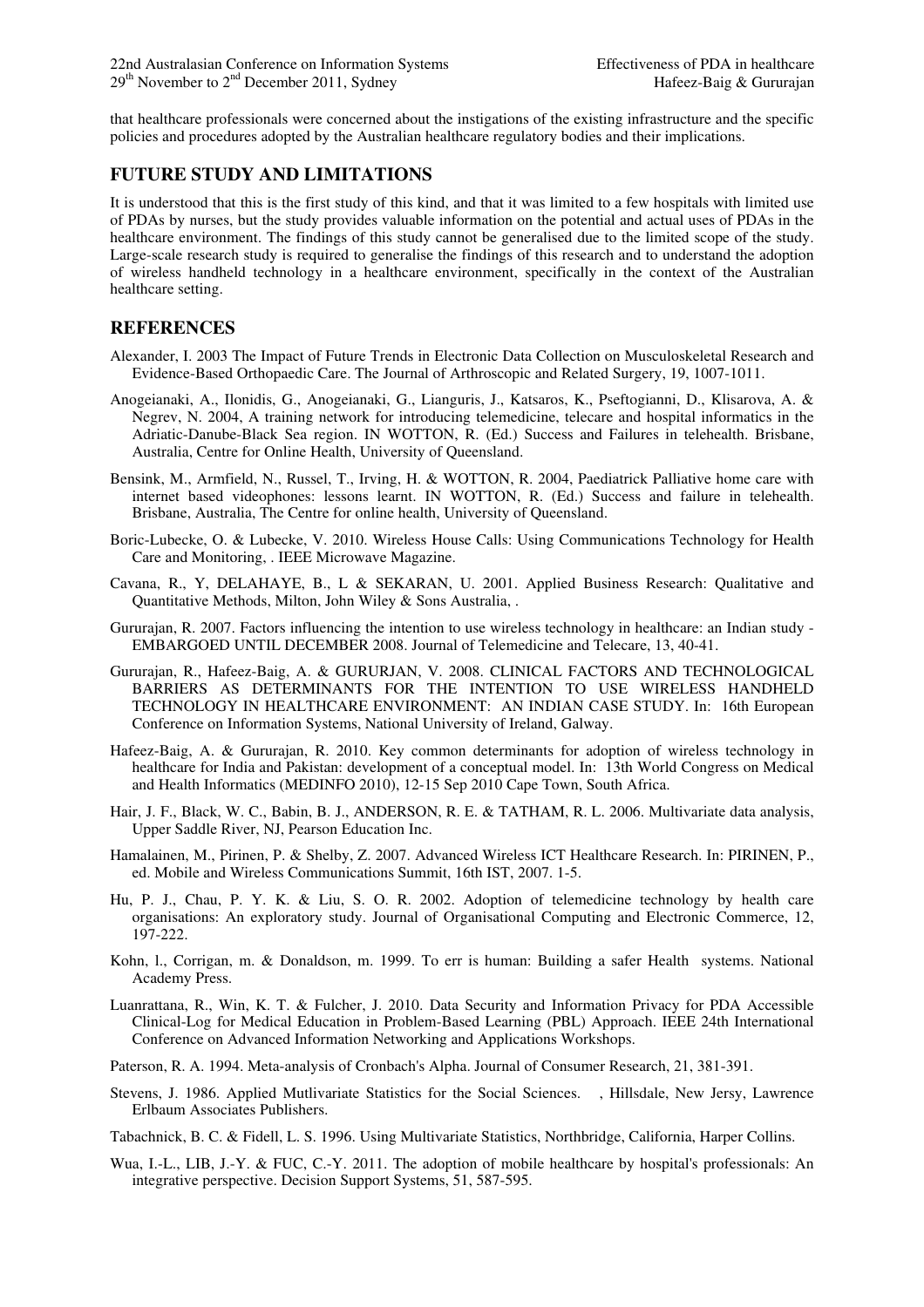that healthcare professionals were concerned about the instigations of the existing infrastructure and the specific policies and procedures adopted by the Australian healthcare regulatory bodies and their implications.

## FUTURE STUDY AND LIMITATIONS

It is understood that this is the first study of this kind, and that it was limited to a few hospitals with limited use of PDAs by nurses, but the study provides valuable information on the potential and actual uses of PDAs in the healthcare environment. The findings of this study cannot be generalised due to the limited scope of the study. Large-scale research study is required to generalise the findings of this research and to understand the adoption of wireless handheld technology in a healthcare environment, specifically in the context of the Australian healthcare setting.

## REFERENCES

Alexander, I. 2003 The Impact of Future Trends in Electronic Data Collection on Musculoskeletal Research and Evidence-Based Orthopaedic Care. The Journal of Arthroscopic and Related Surgery, 19, 1007-1011.

Anogeianaki, A., Ilonidis, G., Anogeianaki, G., Lianguris, J., Katsaros, K., Pseftogianni, D., Klisarova, A. & Negrev, N. 2004, A training network for introducing telemedicine, telecare and hospital informatics in the Adriatic-Danube-Black Sea region. IN WOTTON, R. (Ed.) Success and Failures in telehealth. Brisbane, Australia, Centre for Online Health, University of Queensland.

Bensink, M., Armfield, N., Russel, T., Irving, H. & WOTTON, R. 2004, Paediatrick Palliative home care with internet based videophones: lessons learnt. IN WOTTON, R. (Ed.) Success and failure in telehealth. Brisbane, Australia, The Centre for online health, University of Queensland.

Boric-Lubecke, O. & Lubecke, V. 2010. Wireless House Calls: Using Communications Technology for Health Care and Monitoring, . IEEE Microwave Magazine.

Cavana, R., Y, DELAHAYE, B., L & SEKARAN, U. 2001. Applied Business Research: Qualitative and Quantitative Methods, Milton, John Wiley & Sons Australia, .

Gururajan, R. 2007. Factors influencing the intention to use wireless technology in healthcare: an Indian study - EMBARGOED UNTIL DECEMBER 2008. Journal of Telemedicine and Telecare, 13, 40-41.

Gururajan, R., Hafeez-Baig, A. & GURURJAN, V. 2008. CLINICAL FACTORS AND TECHNOLOGICAL BARRIERS AS DETERMINANTS FOR THE INTENTION TO USE WIRELESS HANDHELD TECHNOLOGY IN HEALTHCARE ENVIRONMENT: AN INDIAN CASE STUDY. In: 16th European Conference on Information Systems, National University of Ireland, Galway.

Hafeez-Baig, A. & Gururajan, R. 2010. Key common determinants for adoption of wireless technology in healthcare for India and Pakistan: development of a conceptual model. In: 13th World Congress on Medical and Health Informatics (MEDINFO 2010), 12-15 Sep 2010 Cape Town, South Africa.

Hair, J. F., Black, W. C., Babin, B. J., ANDERSON, R. E. & TATHAM, R. L. 2006. Multivariate data analysis, Upper Saddle River, NJ, Pearson Education Inc.

Hamalainen, M., Pirinen, P. & Shelby, Z. 2007. Advanced Wireless ICT Healthcare Research. In: PIRINEN, P., ed. Mobile and Wireless Communications Summit, 16th IST, 2007. 1-5.

Hu, P. J., Chau, P. Y. K. & Liu, S. O. R. 2002. Adoption of telemedicine technology by health care organisations: An exploratory study. Journal of Organisational Computing and Electronic Commerce, 12, 197-222.

Kohn, l., Corrigan, m. & Donaldson, m. 1999. To err is human: Building a safer Health systems. National Academy Press.

Luanrattana, R., Win, K. T. & Fulcher, J. 2010. Data Security and Information Privacy for PDA Accessible Clinical-Log for Medical Education in Problem-Based Learning (PBL) Approach. IEEE 24th International Conference on Advanced Information Networking and Applications Workshops.

Paterson, R. A. 1994. Meta-analysis of Cronbach's Alpha. Journal of Consumer Research, 21, 381-391.

Stevens, J. 1986. Applied Mutlivariate Statistics for the Social Sciences. , Hillsdale, New Jersy, Lawrence Erlbaum Associates Publishers.

Tabachnick, B. C. & Fidell, L. S. 1996. Using Multivariate Statistics, Northbridge, California, Harper Collins.

Wua, I.-L., LIB, J.-Y. & FUC, C.-Y. 2011. The adoption of mobile healthcare by hospital's professionals: An integrative perspective. Decision Support Systems, 51, 587-595.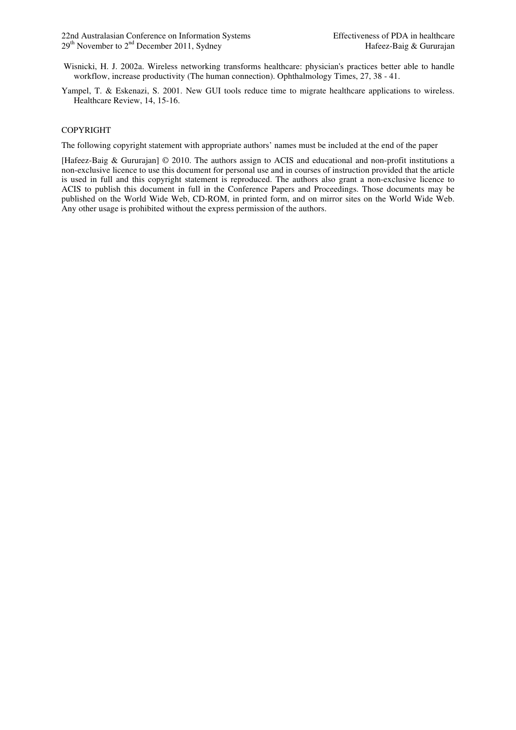Wisnicki, H. J. 2002a. Wireless networking transforms healthcare: physician's practices better able to handle workflow, increase productivity (The human connection). Ophthalmology Times, 27, 38 - 41.

Yampel, T. & Eskenazi, S. 2001. New GUI tools reduce time to migrate healthcare applications to wireless. Healthcare Review, 14, 15-16.

## COPYRIGHT

The following copyright statement with appropriate authors' names must be included at the end of the paper

[Hafeez-Baig & Gururajan] © 2010. The authors assign to ACIS and educational and non-profit institutions a non-exclusive licence to use this document for personal use and in courses of instruction provided that the article is used in full and this copyright statement is reproduced. The authors also grant a non-exclusive licence to ACIS to publish this document in full in the Conference Papers and Proceedings. Those documents may be published on the World Wide Web, CD-ROM, in printed form, and on mirror sites on the World Wide Web. Any other usage is prohibited without the express permission of the authors.